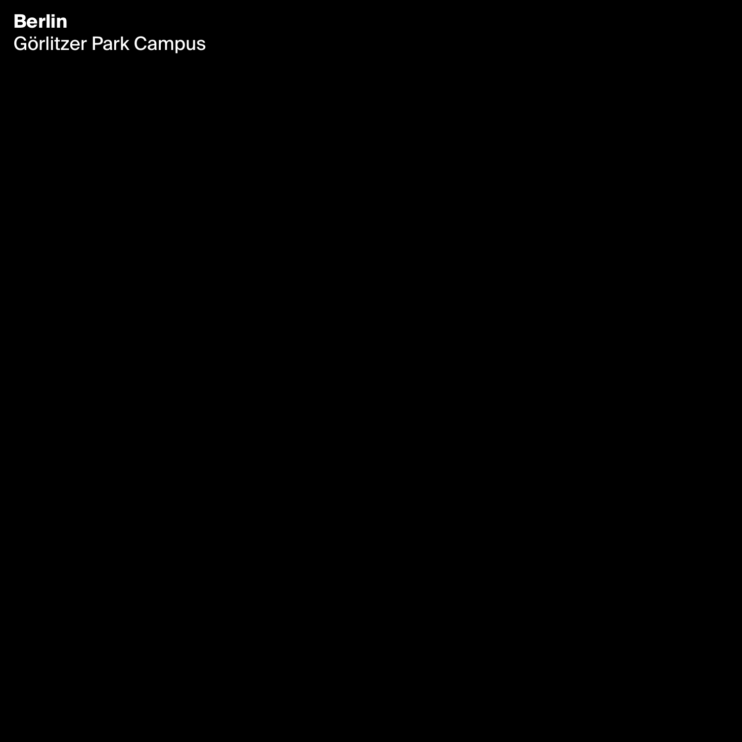**Berlin**
Görlitzer Park Campus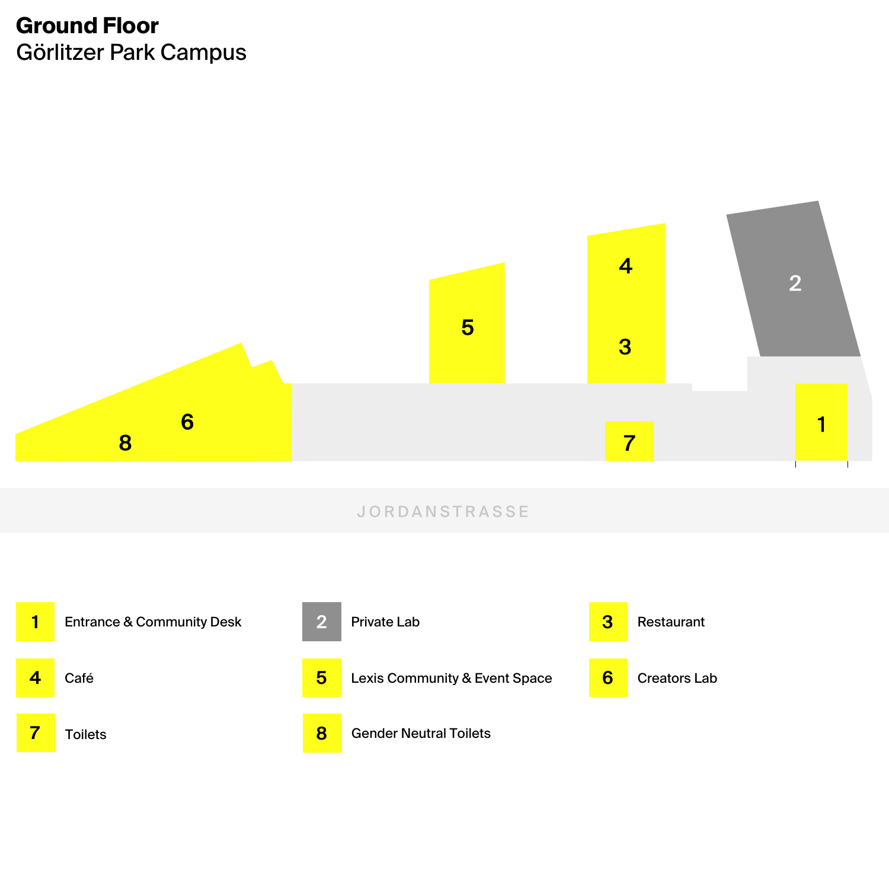# Ground Floor

Görlitzer Park Campus

JORDANSTRASSE

1. Entrance & Community Desk
2. Private Lab
3. Restaurant
4. Café
5. Lexis Community & Event Space
6. Creators Lab
7. Toilets
8. Gender Neutral Toilets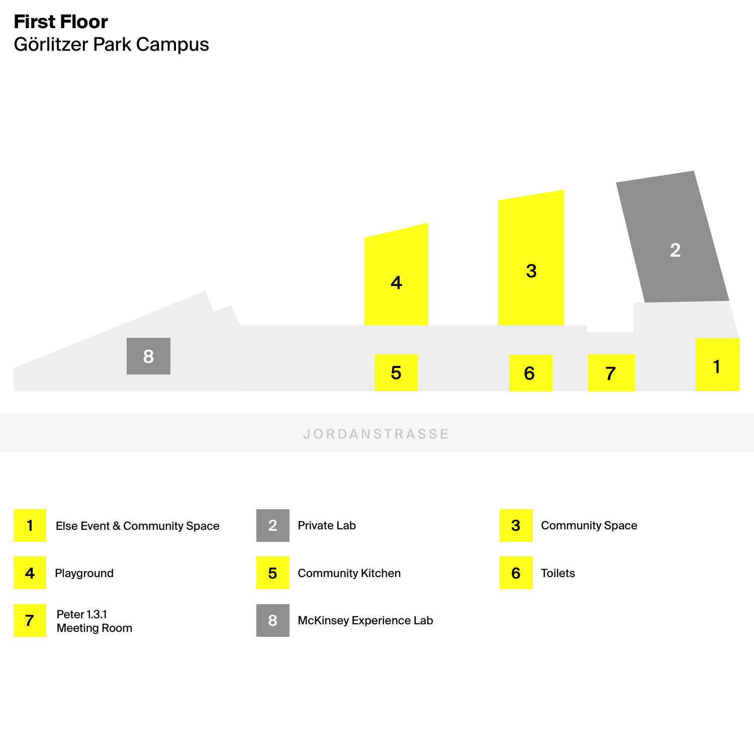# First Floor

Görlitzer Park Campus

JORDANSTRASSE

| | | | | | |
|---|---|---|---|---|---|
| 1 | Else Event & Community Space | 2 | Private Lab | 3 | Community Space |
| 4 | Playground | 5 | Community Kitchen | 6 | Toilets |
| 7 | Peter 1.3.1 Meeting Room | 8 | McKinsey Experience Lab | | |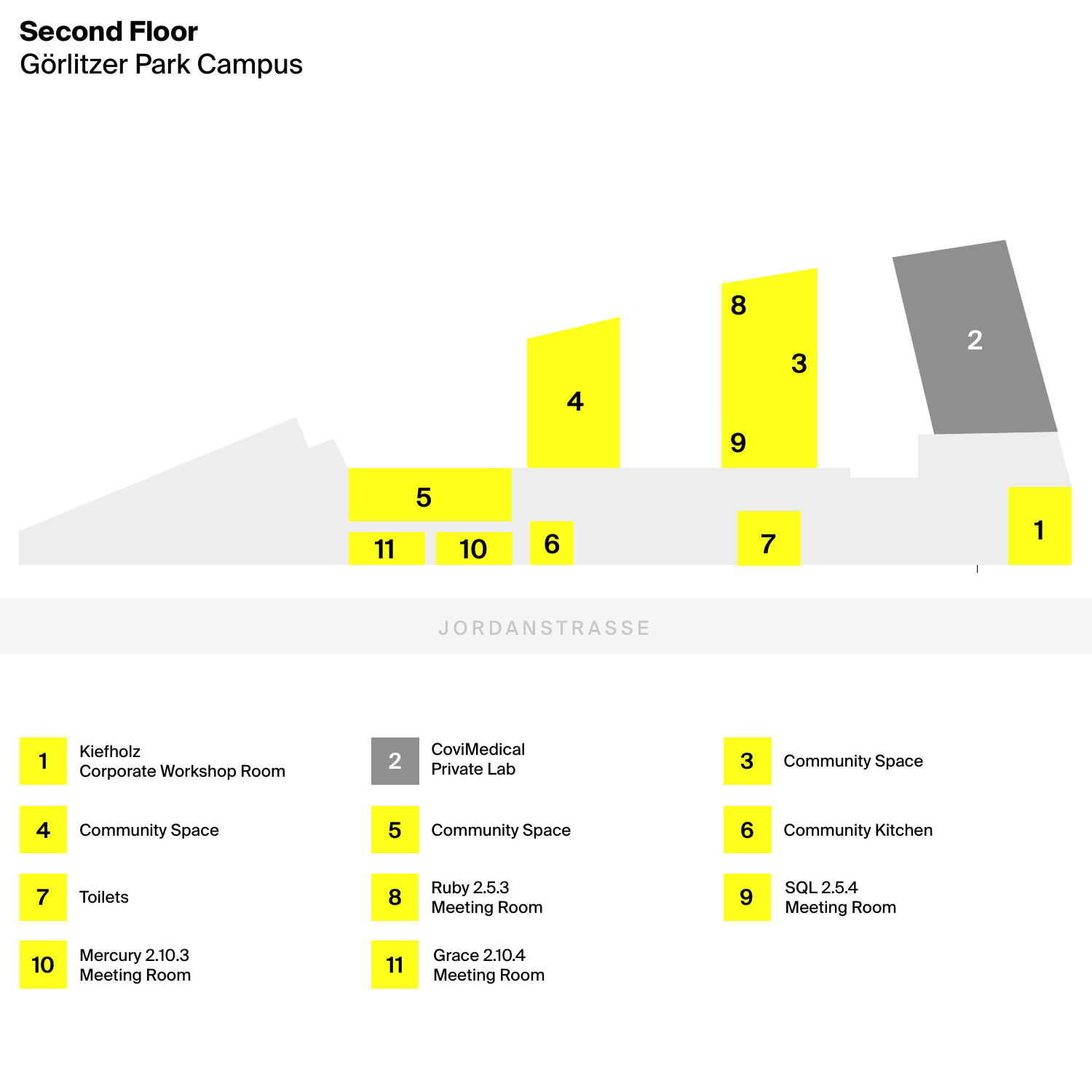# Second Floor

Görlitzer Park Campus

JORDANSTRASSE

| No. | Room |
| --- | --- |
| 1 | Kiefholz Corporate Workshop Room |
| 2 | CoviMedical Private Lab |
| 3 | Community Space |
| 4 | Community Space |
| 5 | Community Space |
| 6 | Community Kitchen |
| 7 | Toilets |
| 8 | Ruby 2.5.3 Meeting Room |
| 9 | SQL 2.5.4 Meeting Room |
| 10 | Mercury 2.10.3 Meeting Room |
| 11 | Grace 2.10.4 Meeting Room |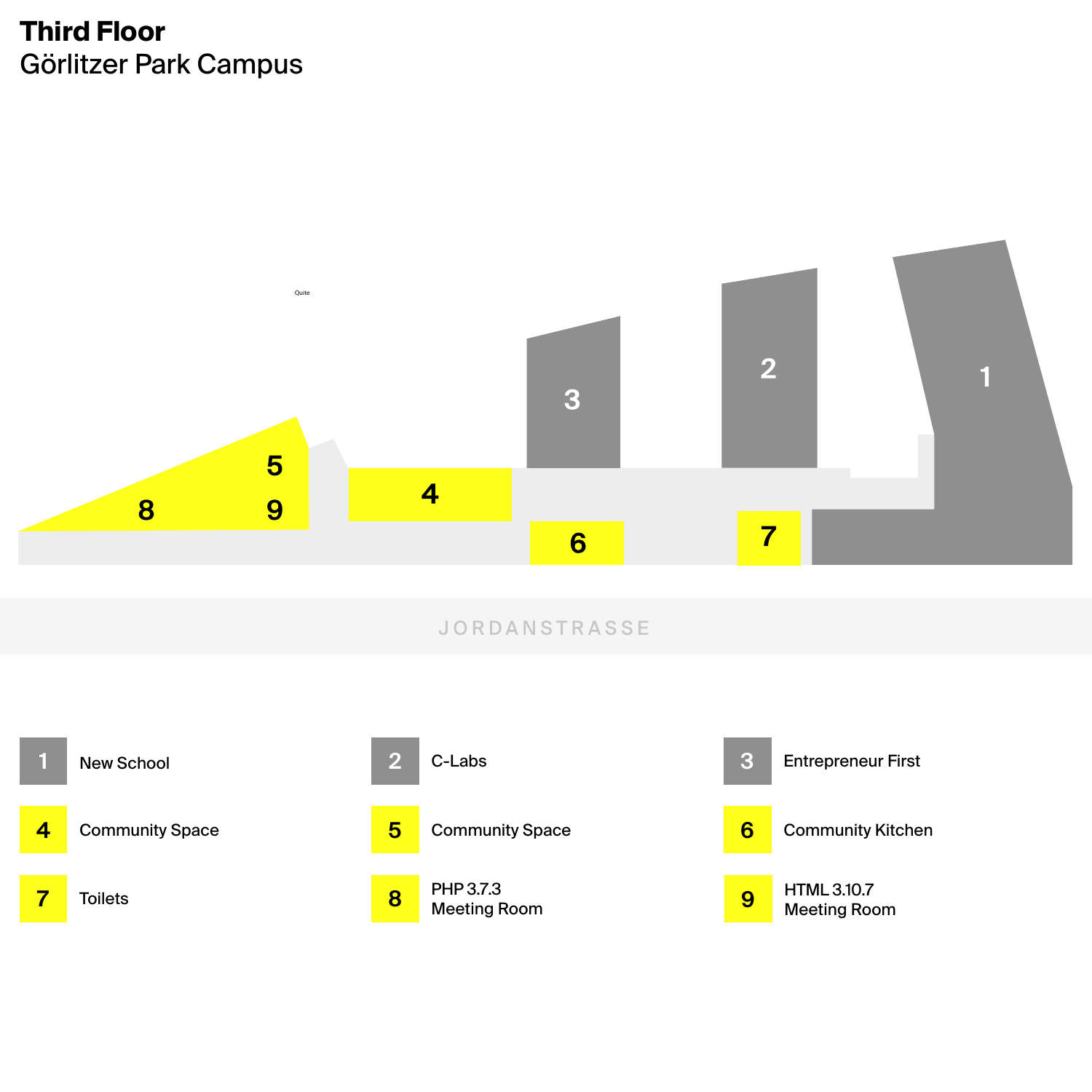# Third Floor

## Görlitzer Park Campus

Quite

JORDANSTRASSE

| No. | Name |
| --- | --- |
| 1 | New School |
| 2 | C-Labs |
| 3 | Entrepreneur First |
| 4 | Community Space |
| 5 | Community Space |
| 6 | Community Kitchen |
| 7 | Toilets |
| 8 | PHP 3.7.3 Meeting Room |
| 9 | HTML 3.10.7 Meeting Room |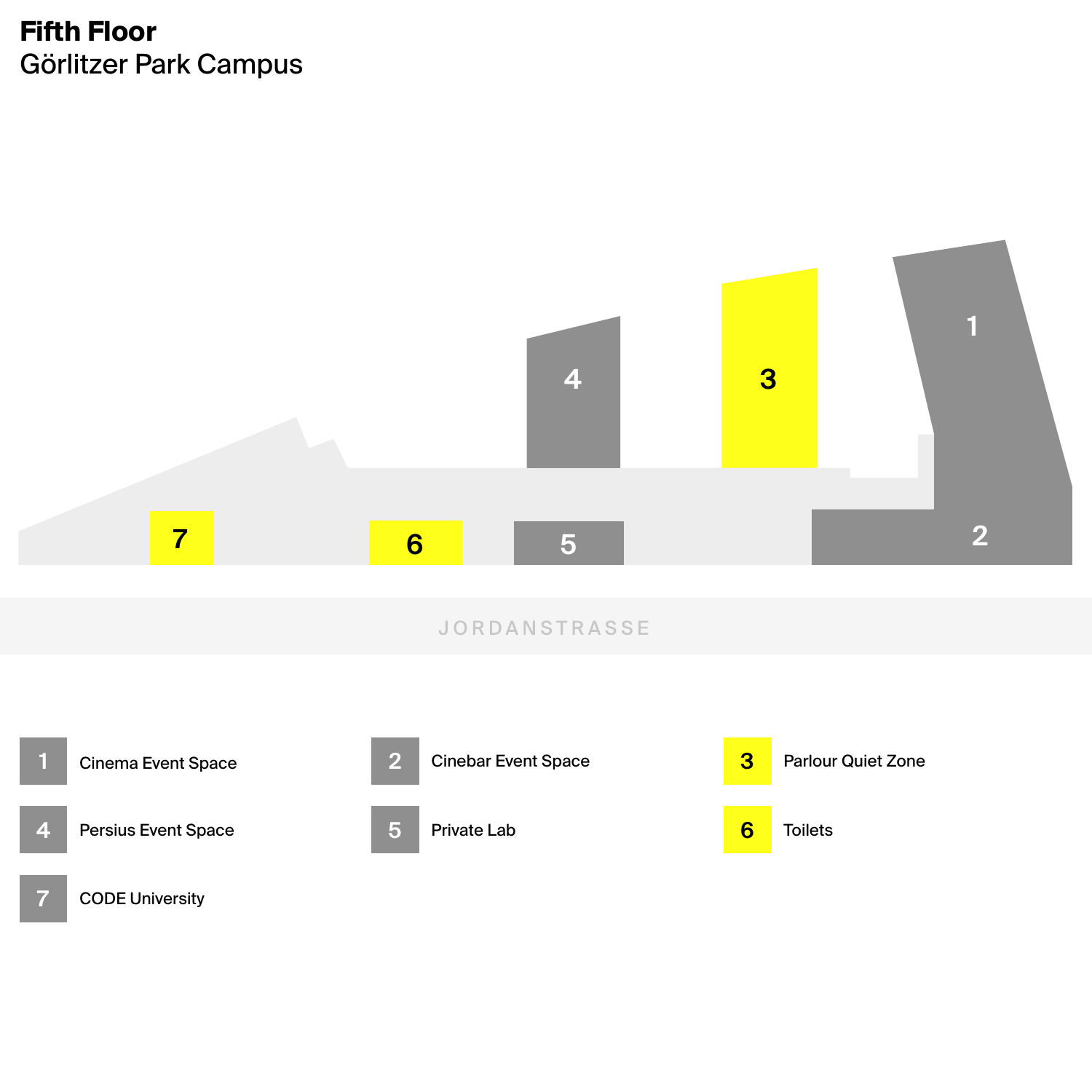# Fifth Floor

Görlitzer Park Campus

JORDANSTRASSE

| | | | | | |
|---|---|---|---|---|---|
| 1 | Cinema Event Space | 2 | Cinebar Event Space | 3 | Parlour Quiet Zone |
| 4 | Persius Event Space | 5 | Private Lab | 6 | Toilets |
| 7 | CODE University | | | | |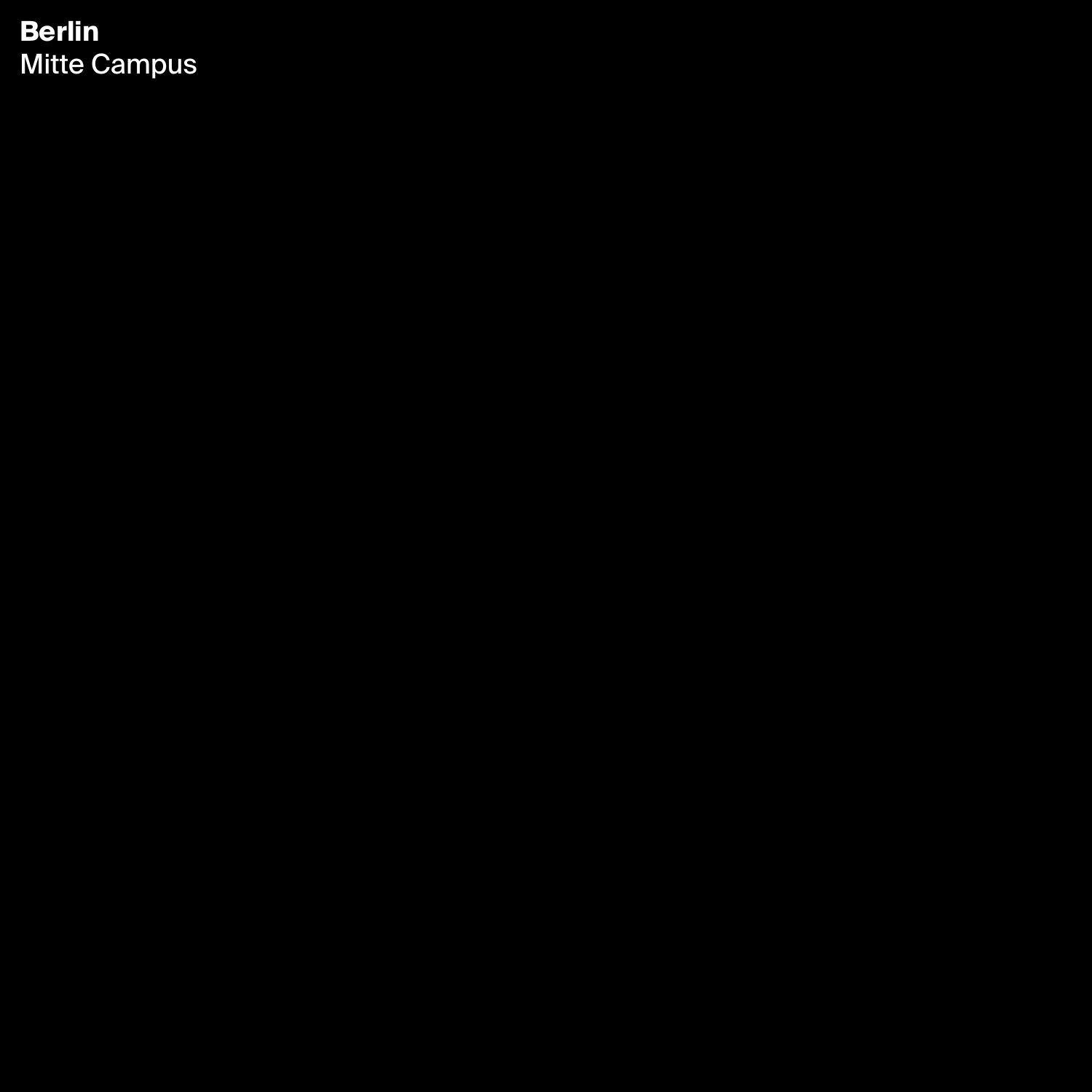**Berlin**
Mitte Campus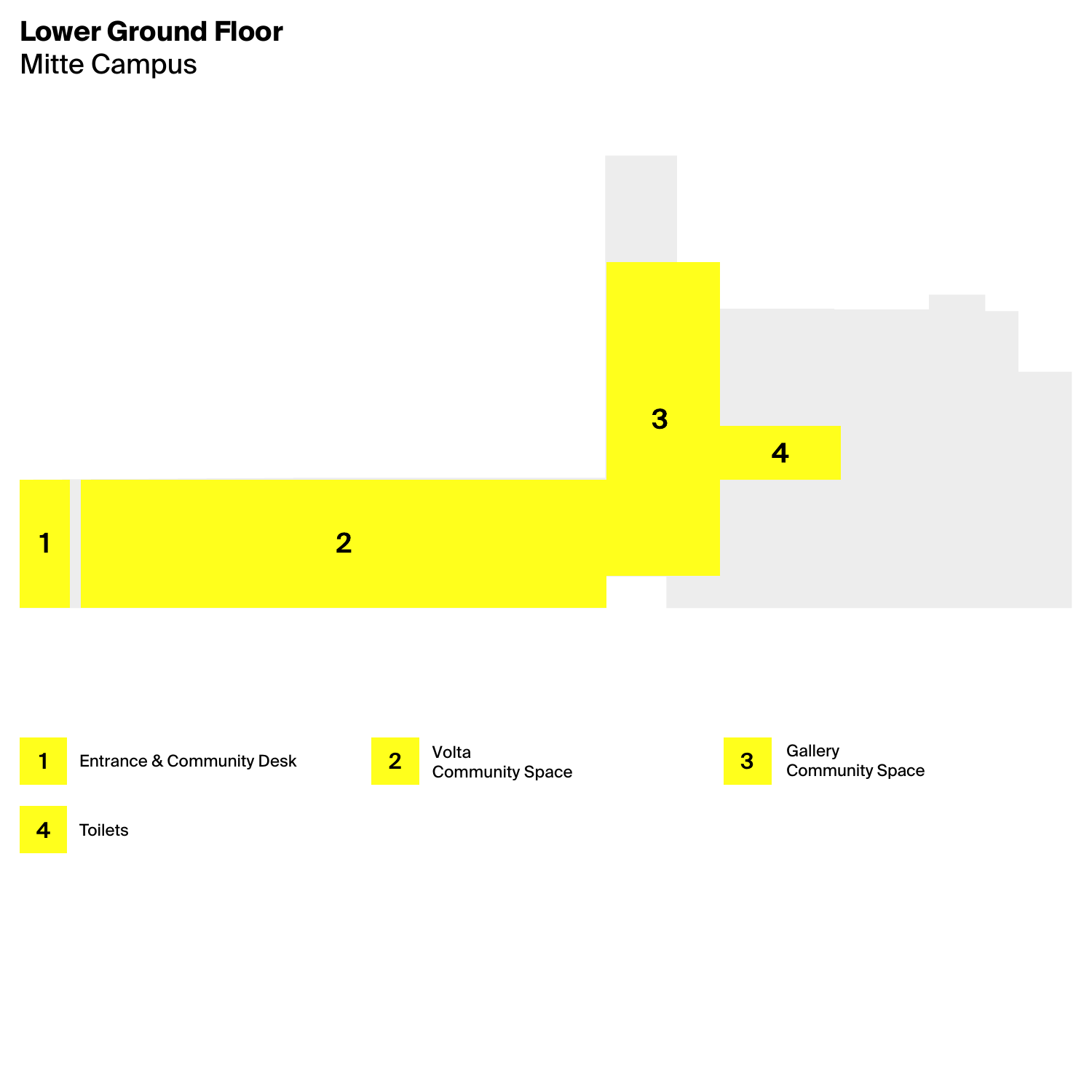# Lower Ground Floor

Mitte Campus

1 Entrance & Community Desk

2 Volta
Community Space

3 Gallery
Community Space

4 Toilets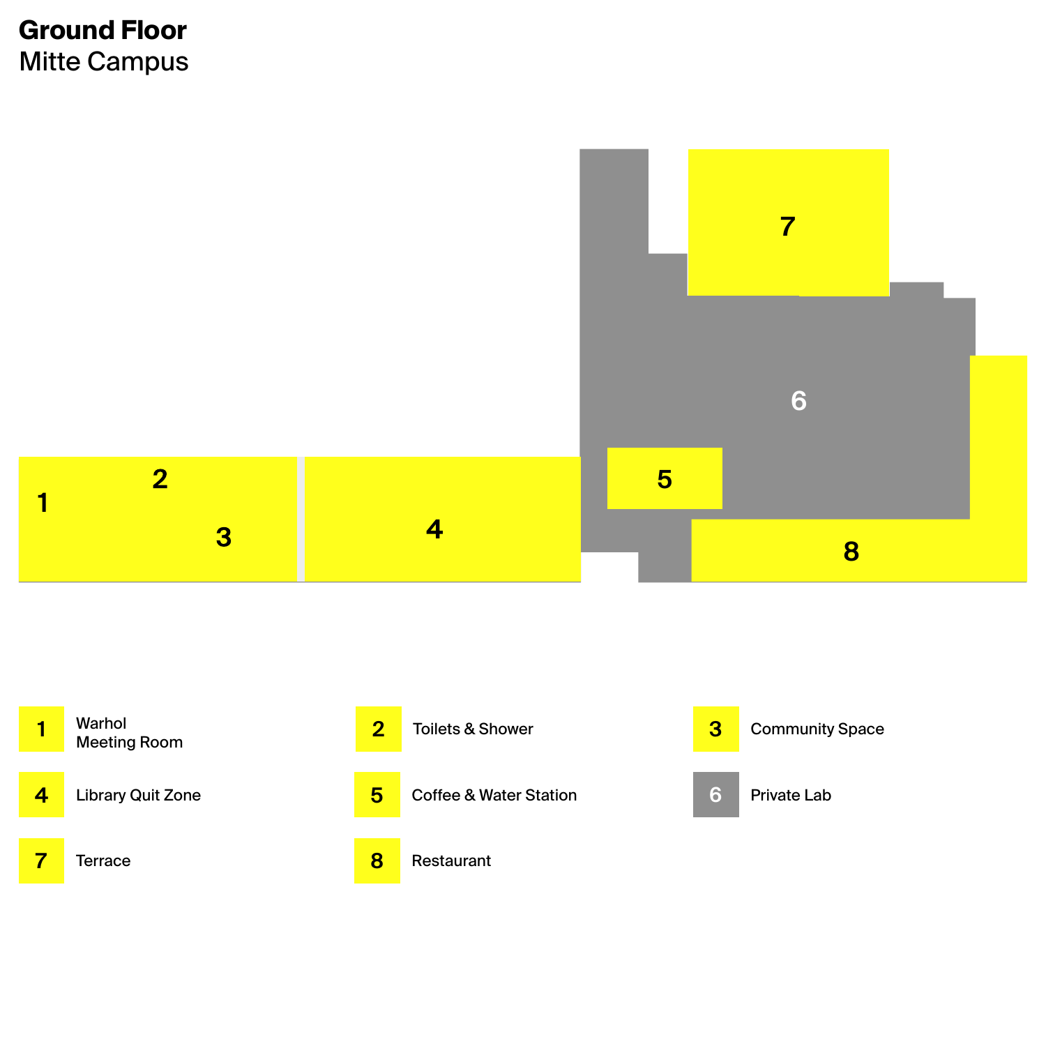# Ground Floor

Mitte Campus

1

2

3

4

5

6

7

8

1 Warhol Meeting Room

2 Toilets & Shower

3 Community Space

4 Library Quit Zone

5 Coffee & Water Station

6 Private Lab

7 Terrace

8 Restaurant